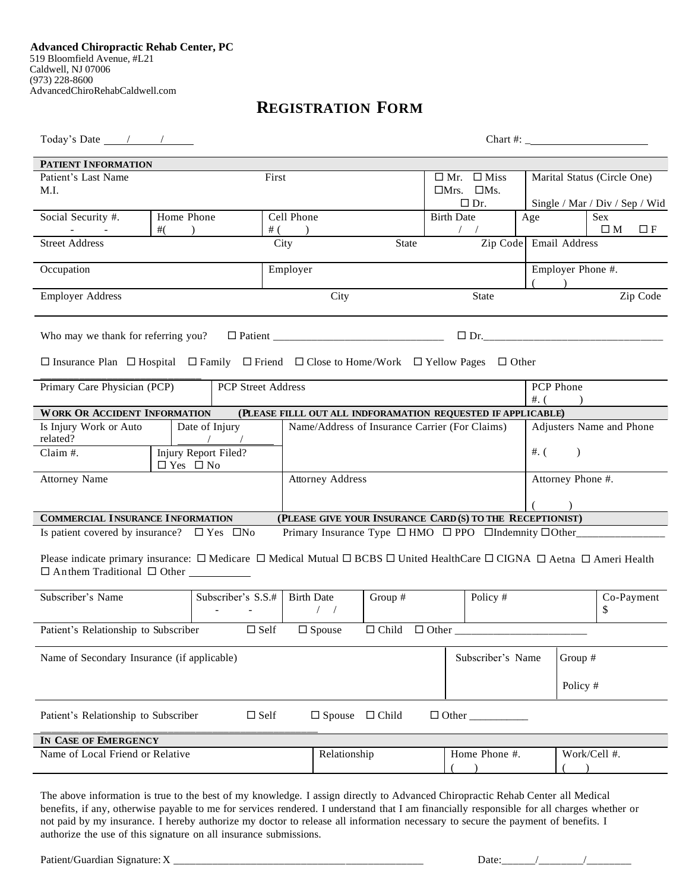**Advanced Chiropractic Rehab Center, PC**
519 Bloomfield Avenue, #L21
Caldwell, NJ 07006
(973) 228-8600
AdvancedChiroRehabCaldwell.com

# REGISTRATION FORM

Today's Date ____/_____/______ Chart #: _____________________

**PATIENT INFORMATION**

| Patient's Last Name M.I. | | First | | ☐ Mr. ☐ Miss ☐Mrs. ☐Ms. ☐ Dr. | Marital Status (Circle One) Single / Mar / Div / Sep / Wid | |
|---|---|---|---|---|---|---|
| Social Security #. - - | Home Phone #( ) | Cell Phone # ( ) | | Birth Date / / | Age | Sex ☐ M ☐ F |
| Street Address | | City | State | Zip Code | Email Address | |
| Occupation | | Employer | | | Employer Phone #. ( ) | |
| Employer Address | | City | | State | | Zip Code |

Who may we thank for referring you? ☐ Patient ______________________________ ☐ Dr.________________________________

☐ Insurance Plan ☐ Hospital ☐ Family ☐ Friend ☐ Close to Home/Work ☐ Yellow Pages ☐ Other ____________________________

| Primary Care Physician (PCP) | PCP Street Address | PCP Phone #. ( ) |
|---|---|---|

**WORK OR ACCIDENT INFORMATION** **(PLEASE FILLL OUT ALL INDFORAMATION REQUESTED IF APPLICABLE)**

| Is Injury Work or Auto related? | Date of Injury ____/____/____ | Name/Address of Insurance Carrier (For Claims) | Adjusters Name and Phone #. ( ) |
|---|---|---|---|
| Claim #. | Injury Report Filed? ☐ Yes ☐ No | | |
| Attorney Name | | Attorney Address | Attorney Phone #. ( ) |

**COMMERCIAL INSURANCE INFORMATION** **(PLEASE GIVE YOUR INSURANCE CARD(S) TO THE RECEPTIONIST)**

Is patient covered by insurance? ☐ Yes ☐No Primary Insurance Type ☐ HMO ☐ PPO ☐Indemnity ☐Other________________

Please indicate primary insurance: ☐ Medicare ☐ Medical Mutual ☐ BCBS ☐ United HealthCare ☐ CIGNA ☐ Aetna ☐ Ameri Health ☐ Anthem Traditional ☐ Other ___________

| Subscriber's Name | Subscriber's S.S.# - - | Birth Date / / | Group # | Policy # | Co-Payment $ |
|---|---|---|---|---|---|

Patient's Relationship to Subscriber ☐ Self ☐ Spouse ☐ Child ☐ Other ________________________

| Name of Secondary Insurance (if applicable) | Subscriber's Name | Group # Policy # |
|---|---|---|

Patient's Relationship to Subscriber ☐ Self ☐ Spouse ☐ Child ☐ Other __________

**IN CASE OF EMERGENCY**

| Name of Local Friend or Relative | Relationship | Home Phone #. ( ) | Work/Cell #. ( ) |
|---|---|---|---|

The above information is true to the best of my knowledge. I assign directly to Advanced Chiropractic Rehab Center all Medical benefits, if any, otherwise payable to me for services rendered. I understand that I am financially responsible for all charges whether or not paid by my insurance. I hereby authorize my doctor to release all information necessary to secure the payment of benefits. I authorize the use of this signature on all insurance submissions.

Patient/Guardian Signature: X _______________________________________________ Date:______/________/________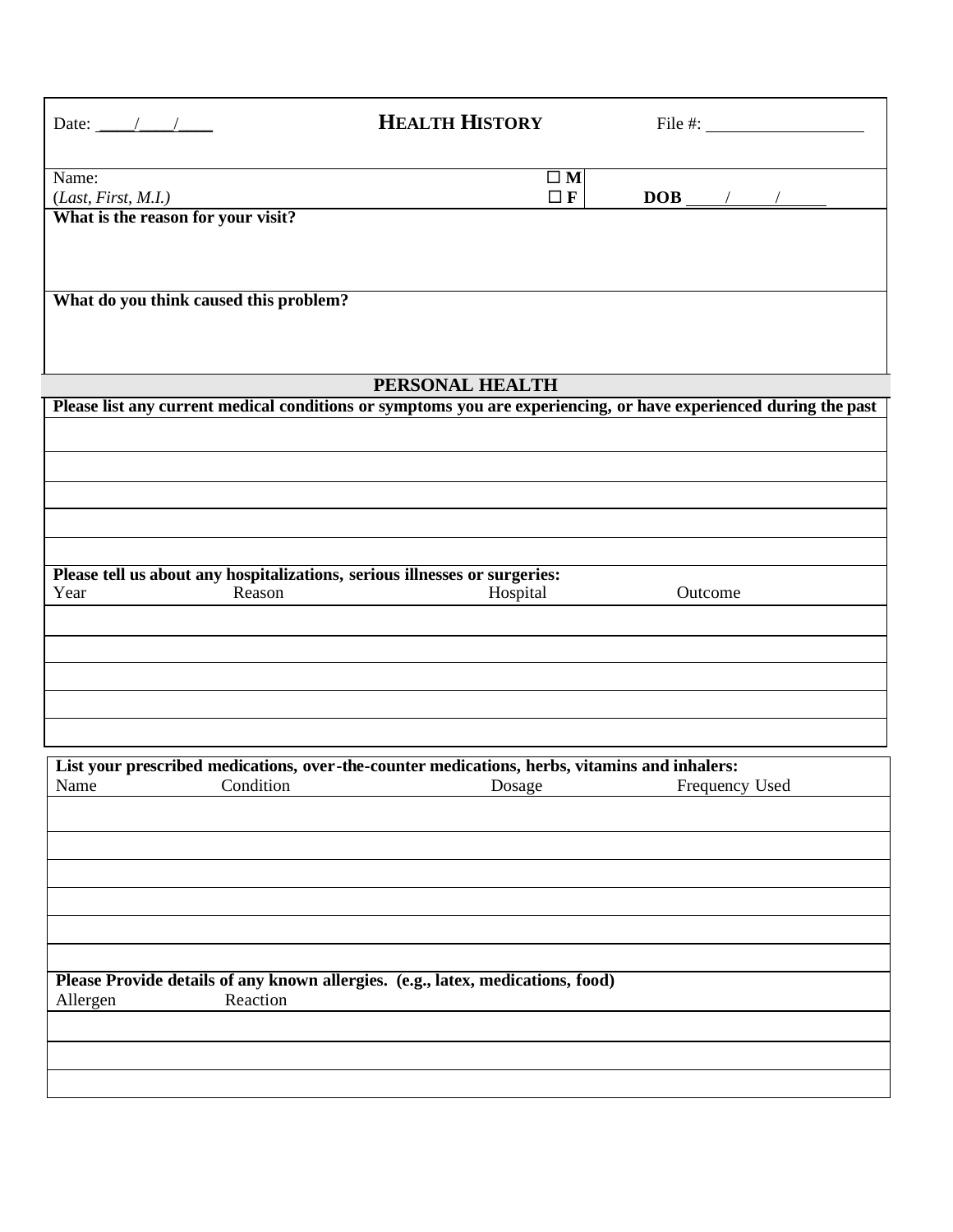Date: \_\_\_\_/\_\_\_\_/\_\_\_\_

# HEALTH HISTORY

File #: \_\_\_\_\_\_\_\_\_\_\_\_\_\_\_\_\_\_

| Name: (*Last, First, M.I.*) | ☐ **M** ☐ **F** | **DOB** \_\_\_\_/\_\_\_\_\_/\_\_\_\_\_ |
|---|---|---|

**What is the reason for your visit?**

**What do you think caused this problem?**

## PERSONAL HEALTH

**Please list any current medical conditions or symptoms you are experiencing, or have experienced during the past**

|  |
|---|
|  |
|  |
|  |
|  |
|  |

**Please tell us about any hospitalizations, serious illnesses or surgeries:**

| Year | Reason | Hospital | Outcome |
|---|---|---|---|
|  |  |  |  |
|  |  |  |  |
|  |  |  |  |
|  |  |  |  |
|  |  |  |  |

**List your prescribed medications, over-the-counter medications, herbs, vitamins and inhalers:**

| Name | Condition | Dosage | Frequency Used |
|---|---|---|---|
|  |  |  |  |
|  |  |  |  |
|  |  |  |  |
|  |  |  |  |
|  |  |  |  |
|  |  |  |  |

**Please Provide details of any known allergies. (e.g., latex, medications, food)**

| Allergen | Reaction |
|---|---|
|  |  |
|  |  |
|  |  |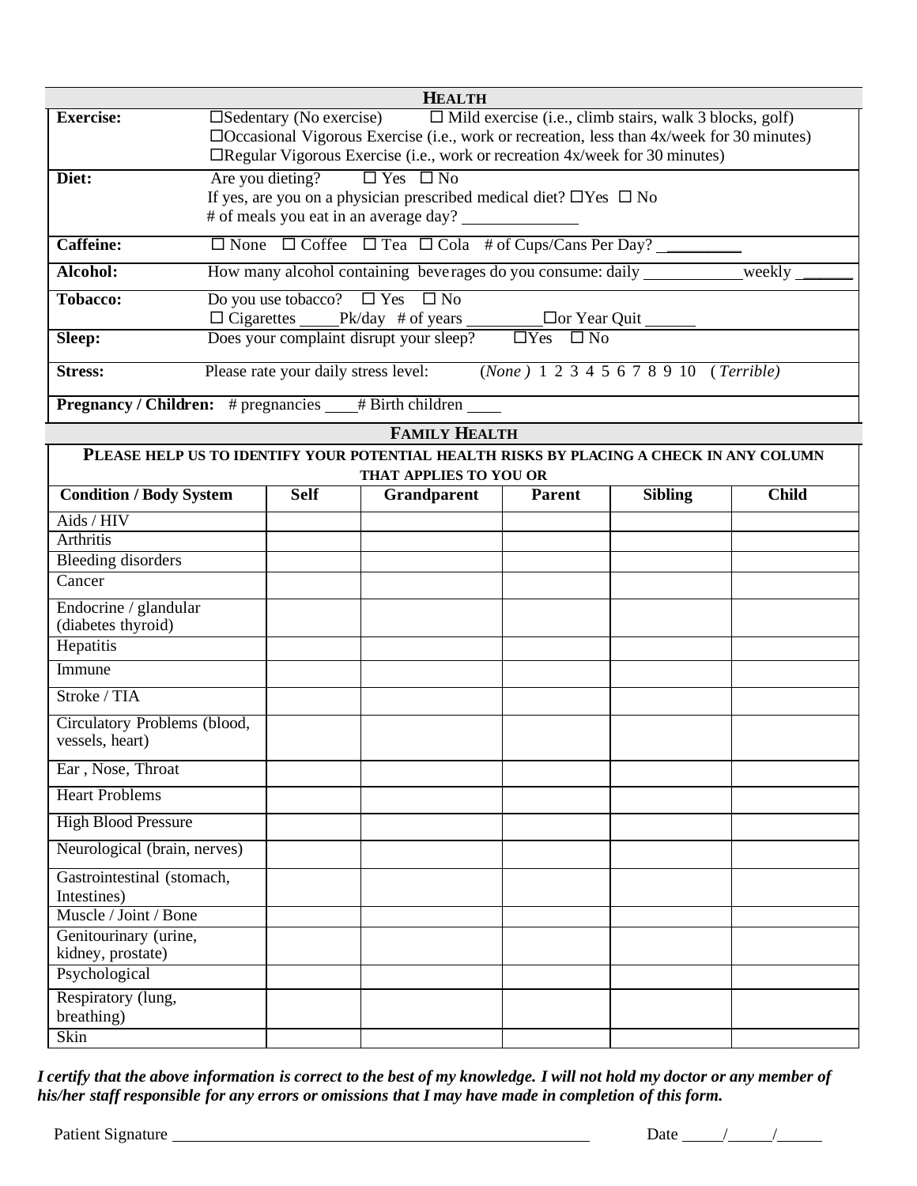## HEALTH

| | |
|---|---|
| **Exercise:** | ☐Sedentary (No exercise) ☐ Mild exercise (i.e., climb stairs, walk 3 blocks, golf)<br>☐Occasional Vigorous Exercise (i.e., work or recreation, less than 4x/week for 30 minutes)<br>☐Regular Vigorous Exercise (i.e., work or recreation 4x/week for 30 minutes) |
| **Diet:** | Are you dieting? ☐ Yes ☐ No<br>If yes, are you on a physician prescribed medical diet? ☐Yes ☐ No<br># of meals you eat in an average day? ______________ |
| **Caffeine:** | ☐ None ☐ Coffee ☐ Tea ☐ Cola # of Cups/Cans Per Day? _________ |
| **Alcohol:** | How many alcohol containing beverages do you consume: daily ____________weekly ______ |
| **Tobacco:** | Do you use tobacco? ☐ Yes ☐ No<br>☐ Cigarettes _____Pk/day # of years _________☐or Year Quit ______ |
| **Sleep:** | Does your complaint disrupt your sleep? ☐Yes ☐ No |
| **Stress:** | Please rate your daily stress level: (*None* ) 1 2 3 4 5 6 7 8 9 10 ( *Terrible*) |

**Pregnancy / Children:** # pregnancies ____# Birth children ____

## FAMILY HEALTH

**PLEASE HELP US TO IDENTIFY YOUR POTENTIAL HEALTH RISKS BY PLACING A CHECK IN ANY COLUMN THAT APPLIES TO YOU OR**

| Condition / Body System | Self | Grandparent | Parent | Sibling | Child |
|---|---|---|---|---|---|
| Aids / HIV | | | | | |
| Arthritis | | | | | |
| Bleeding disorders | | | | | |
| Cancer | | | | | |
| Endocrine / glandular (diabetes thyroid) | | | | | |
| Hepatitis | | | | | |
| Immune | | | | | |
| Stroke / TIA | | | | | |
| Circulatory Problems (blood, vessels, heart) | | | | | |
| Ear , Nose, Throat | | | | | |
| Heart Problems | | | | | |
| High Blood Pressure | | | | | |
| Neurological (brain, nerves) | | | | | |
| Gastrointestinal (stomach, Intestines) | | | | | |
| Muscle / Joint / Bone | | | | | |
| Genitourinary (urine, kidney, prostate) | | | | | |
| Psychological | | | | | |
| Respiratory (lung, breathing) | | | | | |
| Skin | | | | | |

***I certify that the above information is correct to the best of my knowledge. I will not hold my doctor or any member of his/her staff responsible for any errors or omissions that I may have made in completion of this form.***

Patient Signature ____________________________________________ Date _____/_____/_____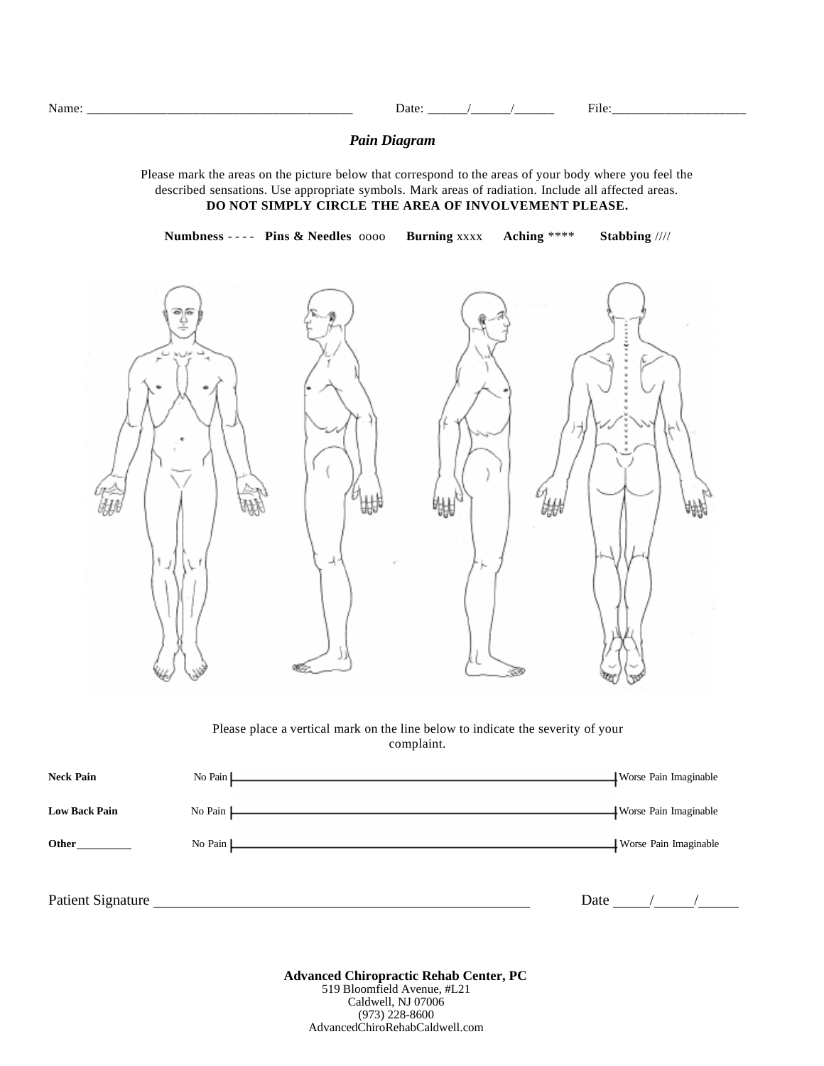Name: ________________________________________ Date: ______/______/______ File:____________________

## *Pain Diagram*

Please mark the areas on the picture below that correspond to the areas of your body where you feel the described sensations. Use appropriate symbols. Mark areas of radiation. Include all affected areas.
**DO NOT SIMPLY CIRCLE THE AREA OF INVOLVEMENT PLEASE.**

**Numbness** - - - - **Pins & Needles** oooo **Burning** xxxx **Aching** **** **Stabbing** ////

Please place a vertical mark on the line below to indicate the severity of your complaint.

| | | | |
|---|---|---|---|
| **Neck Pain** | No Pain | ______________________________ | Worse Pain Imaginable |
| **Low Back Pain** | No Pain | ______________________________ | Worse Pain Imaginable |
| **Other**_________ | No Pain | ______________________________ | Worse Pain Imaginable |

Patient Signature ______________________________________________ Date _____/_____/_____

**Advanced Chiropractic Rehab Center, PC**
519 Bloomfield Avenue, #L21
Caldwell, NJ 07006
(973) 228-8600
AdvancedChiroRehabCaldwell.com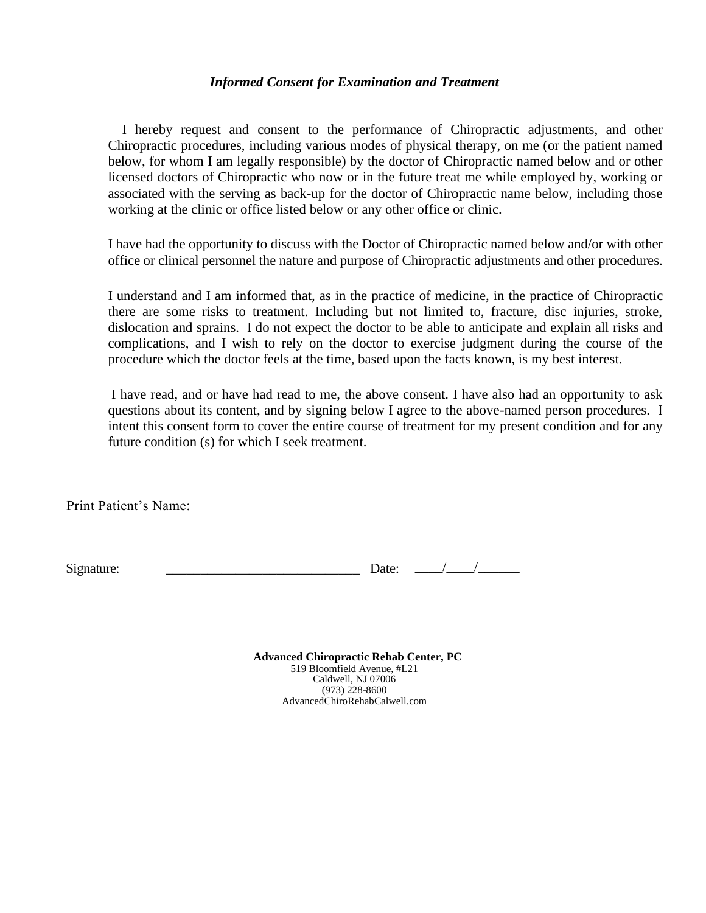***Informed Consent for Examination and Treatment***

I hereby request and consent to the performance of Chiropractic adjustments, and other Chiropractic procedures, including various modes of physical therapy, on me (or the patient named below, for whom I am legally responsible) by the doctor of Chiropractic named below and or other licensed doctors of Chiropractic who now or in the future treat me while employed by, working or associated with the serving as back-up for the doctor of Chiropractic name below, including those working at the clinic or office listed below or any other office or clinic.

I have had the opportunity to discuss with the Doctor of Chiropractic named below and/or with other office or clinical personnel the nature and purpose of Chiropractic adjustments and other procedures.

I understand and I am informed that, as in the practice of medicine, in the practice of Chiropractic there are some risks to treatment. Including but not limited to, fracture, disc injuries, stroke, dislocation and sprains. I do not expect the doctor to be able to anticipate and explain all risks and complications, and I wish to rely on the doctor to exercise judgment during the course of the procedure which the doctor feels at the time, based upon the facts known, is my best interest.

I have read, and or have had read to me, the above consent. I have also had an opportunity to ask questions about its content, and by signing below I agree to the above-named person procedures. I intent this consent form to cover the entire course of treatment for my present condition and for any future condition (s) for which I seek treatment.

Print Patient's Name: ________________________

Signature: ______________________________ Date: ____/____/______

**Advanced Chiropractic Rehab Center, PC**
519 Bloomfield Avenue, #L21
Caldwell, NJ 07006
(973) 228-8600
AdvancedChiroRehabCalwell.com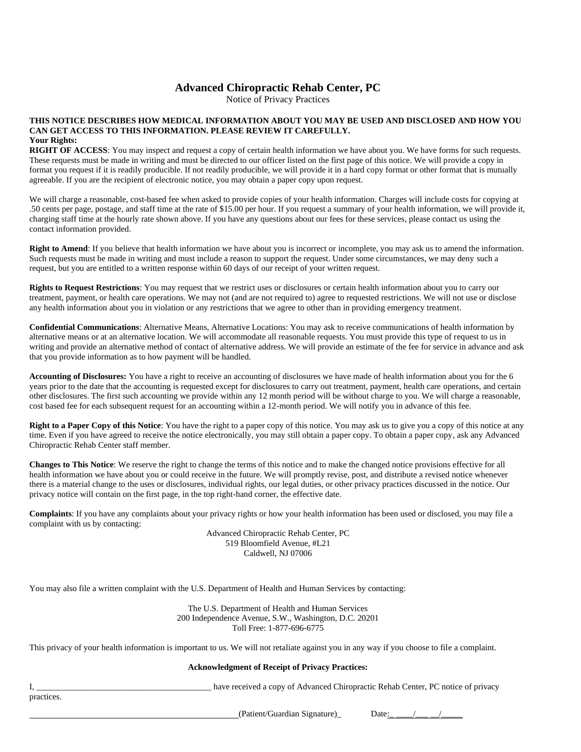# Advanced Chiropractic Rehab Center, PC

Notice of Privacy Practices

**THIS NOTICE DESCRIBES HOW MEDICAL INFORMATION ABOUT YOU MAY BE USED AND DISCLOSED AND HOW YOU CAN GET ACCESS TO THIS INFORMATION. PLEASE REVIEW IT CAREFULLY.**

**Your Rights:**

**RIGHT OF ACCESS**: You may inspect and request a copy of certain health information we have about you. We have forms for such requests. These requests must be made in writing and must be directed to our officer listed on the first page of this notice. We will provide a copy in format you request if it is readily producible. If not readily producible, we will provide it in a hard copy format or other format that is mutually agreeable. If you are the recipient of electronic notice, you may obtain a paper copy upon request.

We will charge a reasonable, cost-based fee when asked to provide copies of your health information. Charges will include costs for copying at .50 cents per page, postage, and staff time at the rate of $15.00 per hour. If you request a summary of your health information, we will provide it, charging staff time at the hourly rate shown above. If you have any questions about our fees for these services, please contact us using the contact information provided.

**Right to Amend**: If you believe that health information we have about you is incorrect or incomplete, you may ask us to amend the information. Such requests must be made in writing and must include a reason to support the request. Under some circumstances, we may deny such a request, but you are entitled to a written response within 60 days of our receipt of your written request.

**Rights to Request Restrictions**: You may request that we restrict uses or disclosures or certain health information about you to carry our treatment, payment, or health care operations. We may not (and are not required to) agree to requested restrictions. We will not use or disclose any health information about you in violation or any restrictions that we agree to other than in providing emergency treatment.

**Confidential Communications**: Alternative Means, Alternative Locations: You may ask to receive communications of health information by alternative means or at an alternative location. We will accommodate all reasonable requests. You must provide this type of request to us in writing and provide an alternative method of contact of alternative address. We will provide an estimate of the fee for service in advance and ask that you provide information as to how payment will be handled.

**Accounting of Disclosures:** You have a right to receive an accounting of disclosures we have made of health information about you for the 6 years prior to the date that the accounting is requested except for disclosures to carry out treatment, payment, health care operations, and certain other disclosures. The first such accounting we provide within any 12 month period will be without charge to you. We will charge a reasonable, cost based fee for each subsequent request for an accounting within a 12-month period. We will notify you in advance of this fee.

**Right to a Paper Copy of this Notice**: You have the right to a paper copy of this notice. You may ask us to give you a copy of this notice at any time. Even if you have agreed to receive the notice electronically, you may still obtain a paper copy. To obtain a paper copy, ask any Advanced Chiropractic Rehab Center staff member.

**Changes to This Notice**: We reserve the right to change the terms of this notice and to make the changed notice provisions effective for all health information we have about you or could receive in the future. We will promptly revise, post, and distribute a revised notice whenever there is a material change to the uses or disclosures, individual rights, our legal duties, or other privacy practices discussed in the notice. Our privacy notice will contain on the first page, in the top right-hand corner, the effective date.

**Complaints**: If you have any complaints about your privacy rights or how your health information has been used or disclosed, you may file a complaint with us by contacting:

Advanced Chiropractic Rehab Center, PC
519 Bloomfield Avenue, #L21
Caldwell, NJ 07006

You may also file a written complaint with the U.S. Department of Health and Human Services by contacting:

The U.S. Department of Health and Human Services
200 Independence Avenue, S.W., Washington, D.C. 20201
Toll Free: 1-877-696-6775

This privacy of your health information is important to us. We will not retaliate against you in any way if you choose to file a complaint.

**Acknowledgment of Receipt of Privacy Practices:**

I, ________________________________________ have received a copy of Advanced Chiropractic Rehab Center, PC notice of privacy practices.

__________________________________________________(Patient/Guardian Signature)_ Date:_ ____/___ __/_____